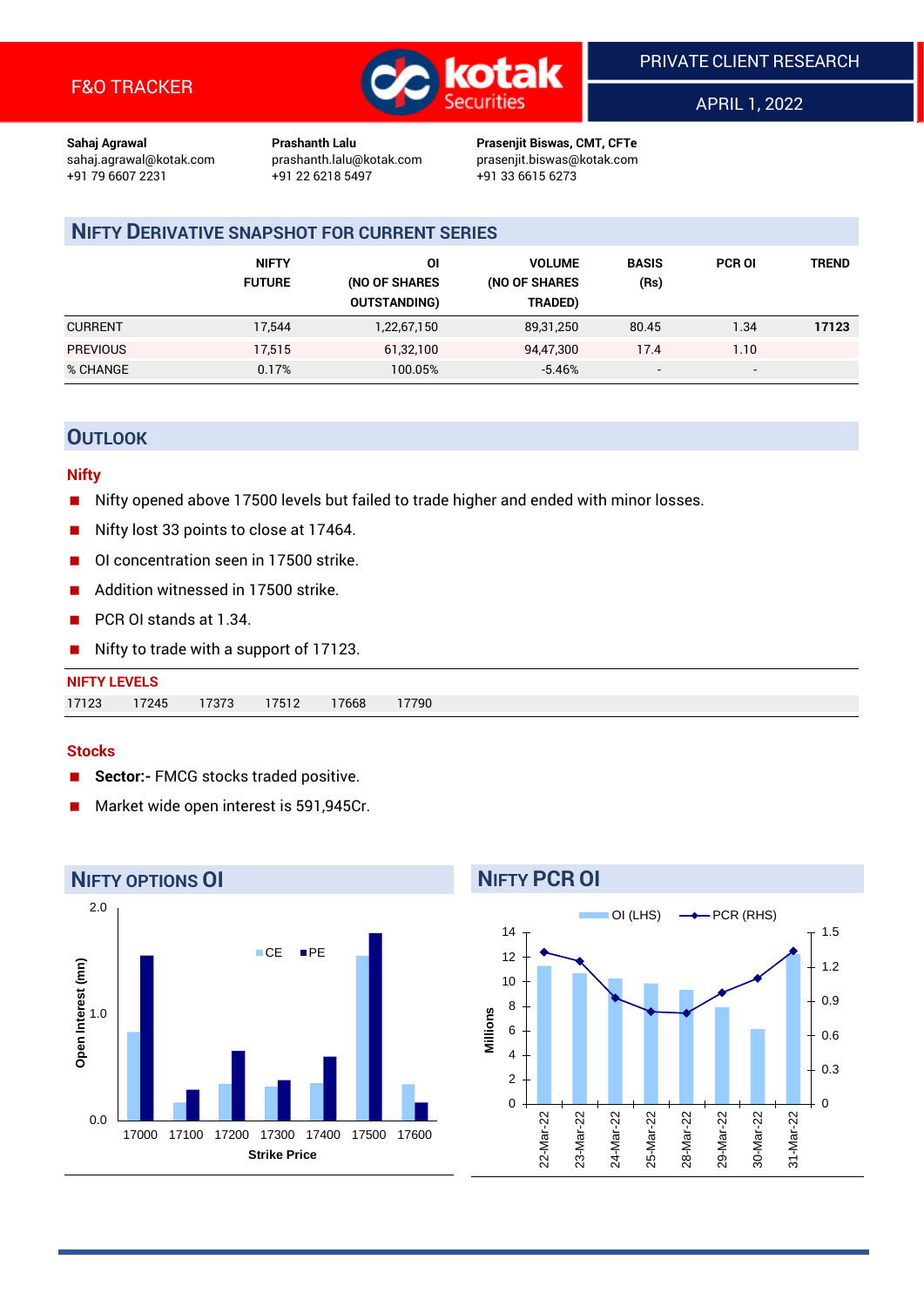F&O TRACKER

PRIVATE CLIENT RESEARCH

APRIL 1, 2022

**Sahaj Agrawal**
sahaj.agrawal@kotak.com
+91 79 6607 2231

**Prashanth Lalu**
prashanth.lalu@kotak.com
+91 22 6218 5497

**Prasenjit Biswas, CMT, CFTe**
prasenjit.biswas@kotak.com
+91 33 6615 6273

## NIFTY DERIVATIVE SNAPSHOT FOR CURRENT SERIES

| | NIFTY FUTURE | OI (NO OF SHARES OUTSTANDING) | VOLUME (NO OF SHARES TRADED) | BASIS (Rs) | PCR OI | TREND |
|---|---|---|---|---|---|---|
| CURRENT | 17,544 | 1,22,67,150 | 89,31,250 | 80.45 | 1.34 | **17123** |
| PREVIOUS | 17,515 | 61,32,100 | 94,47,300 | 17.4 | 1.10 | |
| % CHANGE | 0.17% | 100.05% | -5.46% | - | - | |

## OUTLOOK

### Nifty

- Nifty opened above 17500 levels but failed to trade higher and ended with minor losses.
- Nifty lost 33 points to close at 17464.
- OI concentration seen in 17500 strike.
- Addition witnessed in 17500 strike.
- PCR OI stands at 1.34.
- Nifty to trade with a support of 17123.

**NIFTY LEVELS**

| 17123 | 17245 | 17373 | 17512 | 17668 | 17790 |
|---|---|---|---|---|---|

### Stocks

- **Sector:-** FMCG stocks traded positive.
- Market wide open interest is 591,945Cr.

## NIFTY OPTIONS OI

Open Interest (mn) by Strike Price (CE, PE): 17000, 17100, 17200, 17300, 17400, 17500, 17600

## NIFTY PCR OI

OI (LHS) in Millions and PCR (RHS): 22-Mar-22, 23-Mar-22, 24-Mar-22, 25-Mar-22, 28-Mar-22, 29-Mar-22, 30-Mar-22, 31-Mar-22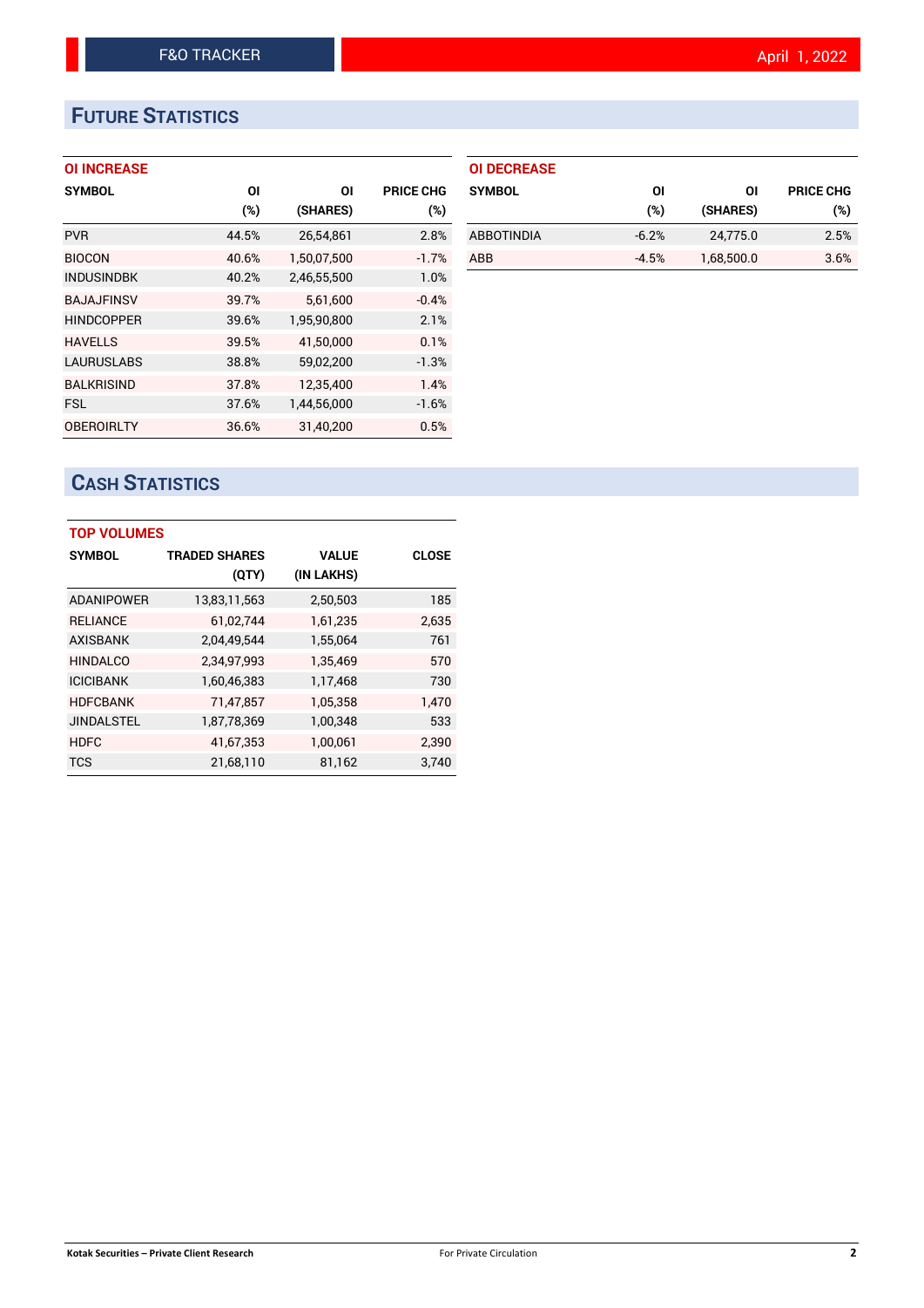# FUTURE STATISTICS

### OI INCREASE

| SYMBOL | OI (%) | OI (SHARES) | PRICE CHG (%) |
|---|---|---|---|
| PVR | 44.5% | 26,54,861 | 2.8% |
| BIOCON | 40.6% | 1,50,07,500 | -1.7% |
| INDUSINDBK | 40.2% | 2,46,55,500 | 1.0% |
| BAJAJFINSV | 39.7% | 5,61,600 | -0.4% |
| HINDCOPPER | 39.6% | 1,95,90,800 | 2.1% |
| HAVELLS | 39.5% | 41,50,000 | 0.1% |
| LAURUSLABS | 38.8% | 59,02,200 | -1.3% |
| BALKRISIND | 37.8% | 12,35,400 | 1.4% |
| FSL | 37.6% | 1,44,56,000 | -1.6% |
| OBEROIRLTY | 36.6% | 31,40,200 | 0.5% |

### OI DECREASE

| SYMBOL | OI (%) | OI (SHARES) | PRICE CHG (%) |
|---|---|---|---|
| ABBOTINDIA | -6.2% | 24,775.0 | 2.5% |
| ABB | -4.5% | 1,68,500.0 | 3.6% |

# CASH STATISTICS

### TOP VOLUMES

| SYMBOL | TRADED SHARES (QTY) | VALUE (IN LAKHS) | CLOSE |
|---|---|---|---|
| ADANIPOWER | 13,83,11,563 | 2,50,503 | 185 |
| RELIANCE | 61,02,744 | 1,61,235 | 2,635 |
| AXISBANK | 2,04,49,544 | 1,55,064 | 761 |
| HINDALCO | 2,34,97,993 | 1,35,469 | 570 |
| ICICIBANK | 1,60,46,383 | 1,17,468 | 730 |
| HDFCBANK | 71,47,857 | 1,05,358 | 1,470 |
| JINDALSTEL | 1,87,78,369 | 1,00,348 | 533 |
| HDFC | 41,67,353 | 1,00,061 | 2,390 |
| TCS | 21,68,110 | 81,162 | 3,740 |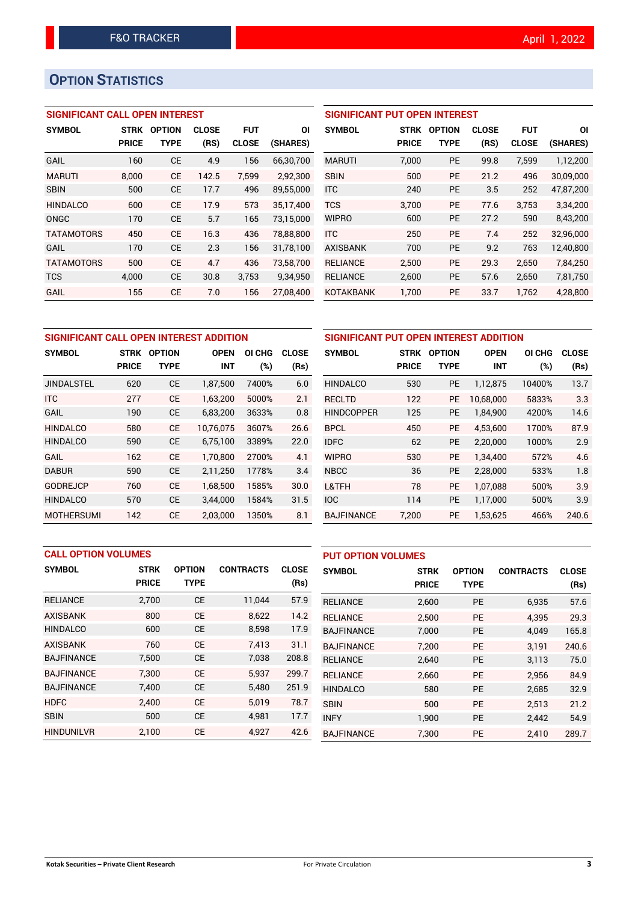## OPTION STATISTICS

### SIGNIFICANT CALL OPEN INTEREST

| SYMBOL | STRK PRICE | OPTION TYPE | CLOSE (RS) | FUT CLOSE | OI (SHARES) |
|---|---|---|---|---|---|
| GAIL | 160 | CE | 4.9 | 156 | 66,30,700 |
| MARUTI | 8,000 | CE | 142.5 | 7,599 | 2,92,300 |
| SBIN | 500 | CE | 17.7 | 496 | 89,55,000 |
| HINDALCO | 600 | CE | 17.9 | 573 | 35,17,400 |
| ONGC | 170 | CE | 5.7 | 165 | 73,15,000 |
| TATAMOTORS | 450 | CE | 16.3 | 436 | 78,88,800 |
| GAIL | 170 | CE | 2.3 | 156 | 31,78,100 |
| TATAMOTORS | 500 | CE | 4.7 | 436 | 73,58,700 |
| TCS | 4,000 | CE | 30.8 | 3,753 | 9,34,950 |
| GAIL | 155 | CE | 7.0 | 156 | 27,08,400 |

### SIGNIFICANT PUT OPEN INTEREST

| SYMBOL | STRK PRICE | OPTION TYPE | CLOSE (RS) | FUT CLOSE | OI (SHARES) |
|---|---|---|---|---|---|
| MARUTI | 7,000 | PE | 99.8 | 7,599 | 1,12,200 |
| SBIN | 500 | PE | 21.2 | 496 | 30,09,000 |
| ITC | 240 | PE | 3.5 | 252 | 47,87,200 |
| TCS | 3,700 | PE | 77.6 | 3,753 | 3,34,200 |
| WIPRO | 600 | PE | 27.2 | 590 | 8,43,200 |
| ITC | 250 | PE | 7.4 | 252 | 32,96,000 |
| AXISBANK | 700 | PE | 9.2 | 763 | 12,40,800 |
| RELIANCE | 2,500 | PE | 29.3 | 2,650 | 7,84,250 |
| RELIANCE | 2,600 | PE | 57.6 | 2,650 | 7,81,750 |
| KOTAKBANK | 1,700 | PE | 33.7 | 1,762 | 4,28,800 |

### SIGNIFICANT CALL OPEN INTEREST ADDITION

| SYMBOL | STRK PRICE | OPTION TYPE | OPEN INT | OI CHG (%) | CLOSE (Rs) |
|---|---|---|---|---|---|
| JINDALSTEL | 620 | CE | 1,87,500 | 7400% | 6.0 |
| ITC | 277 | CE | 1,63,200 | 5000% | 2.1 |
| GAIL | 190 | CE | 6,83,200 | 3633% | 0.8 |
| HINDALCO | 580 | CE | 10,76,075 | 3607% | 26.6 |
| HINDALCO | 590 | CE | 6,75,100 | 3389% | 22.0 |
| GAIL | 162 | CE | 1,70,800 | 2700% | 4.1 |
| DABUR | 590 | CE | 2,11,250 | 1778% | 3.4 |
| GODREJCP | 760 | CE | 1,68,500 | 1585% | 30.0 |
| HINDALCO | 570 | CE | 3,44,000 | 1584% | 31.5 |
| MOTHERSUMI | 142 | CE | 2,03,000 | 1350% | 8.1 |

### SIGNIFICANT PUT OPEN INTEREST ADDITION

| SYMBOL | STRK PRICE | OPTION TYPE | OPEN INT | OI CHG (%) | CLOSE (Rs) |
|---|---|---|---|---|---|
| HINDALCO | 530 | PE | 1,12,875 | 10400% | 13.7 |
| RECLTD | 122 | PE | 10,68,000 | 5833% | 3.3 |
| HINDCOPPER | 125 | PE | 1,84,900 | 4200% | 14.6 |
| BPCL | 450 | PE | 4,53,600 | 1700% | 87.9 |
| IDFC | 62 | PE | 2,20,000 | 1000% | 2.9 |
| WIPRO | 530 | PE | 1,34,400 | 572% | 4.6 |
| NBCC | 36 | PE | 2,28,000 | 533% | 1.8 |
| L&TFH | 78 | PE | 1,07,088 | 500% | 3.9 |
| IOC | 114 | PE | 1,17,000 | 500% | 3.9 |
| BAJFINANCE | 7,200 | PE | 1,53,625 | 466% | 240.6 |

### CALL OPTION VOLUMES

| SYMBOL | STRK PRICE | OPTION TYPE | CONTRACTS | CLOSE (Rs) |
|---|---|---|---|---|
| RELIANCE | 2,700 | CE | 11,044 | 57.9 |
| AXISBANK | 800 | CE | 8,622 | 14.2 |
| HINDALCO | 600 | CE | 8,598 | 17.9 |
| AXISBANK | 760 | CE | 7,413 | 31.1 |
| BAJFINANCE | 7,500 | CE | 7,038 | 208.8 |
| BAJFINANCE | 7,300 | CE | 5,937 | 299.7 |
| BAJFINANCE | 7,400 | CE | 5,480 | 251.9 |
| HDFC | 2,400 | CE | 5,019 | 78.7 |
| SBIN | 500 | CE | 4,981 | 17.7 |
| HINDUNILVR | 2,100 | CE | 4,927 | 42.6 |

### PUT OPTION VOLUMES

| SYMBOL | STRK PRICE | OPTION TYPE | CONTRACTS | CLOSE (Rs) |
|---|---|---|---|---|
| RELIANCE | 2,600 | PE | 6,935 | 57.6 |
| RELIANCE | 2,500 | PE | 4,395 | 29.3 |
| BAJFINANCE | 7,000 | PE | 4,049 | 165.8 |
| BAJFINANCE | 7,200 | PE | 3,191 | 240.6 |
| RELIANCE | 2,640 | PE | 3,113 | 75.0 |
| RELIANCE | 2,660 | PE | 2,956 | 84.9 |
| HINDALCO | 580 | PE | 2,685 | 32.9 |
| SBIN | 500 | PE | 2,513 | 21.2 |
| INFY | 1,900 | PE | 2,442 | 54.9 |
| BAJFINANCE | 7,300 | PE | 2,410 | 289.7 |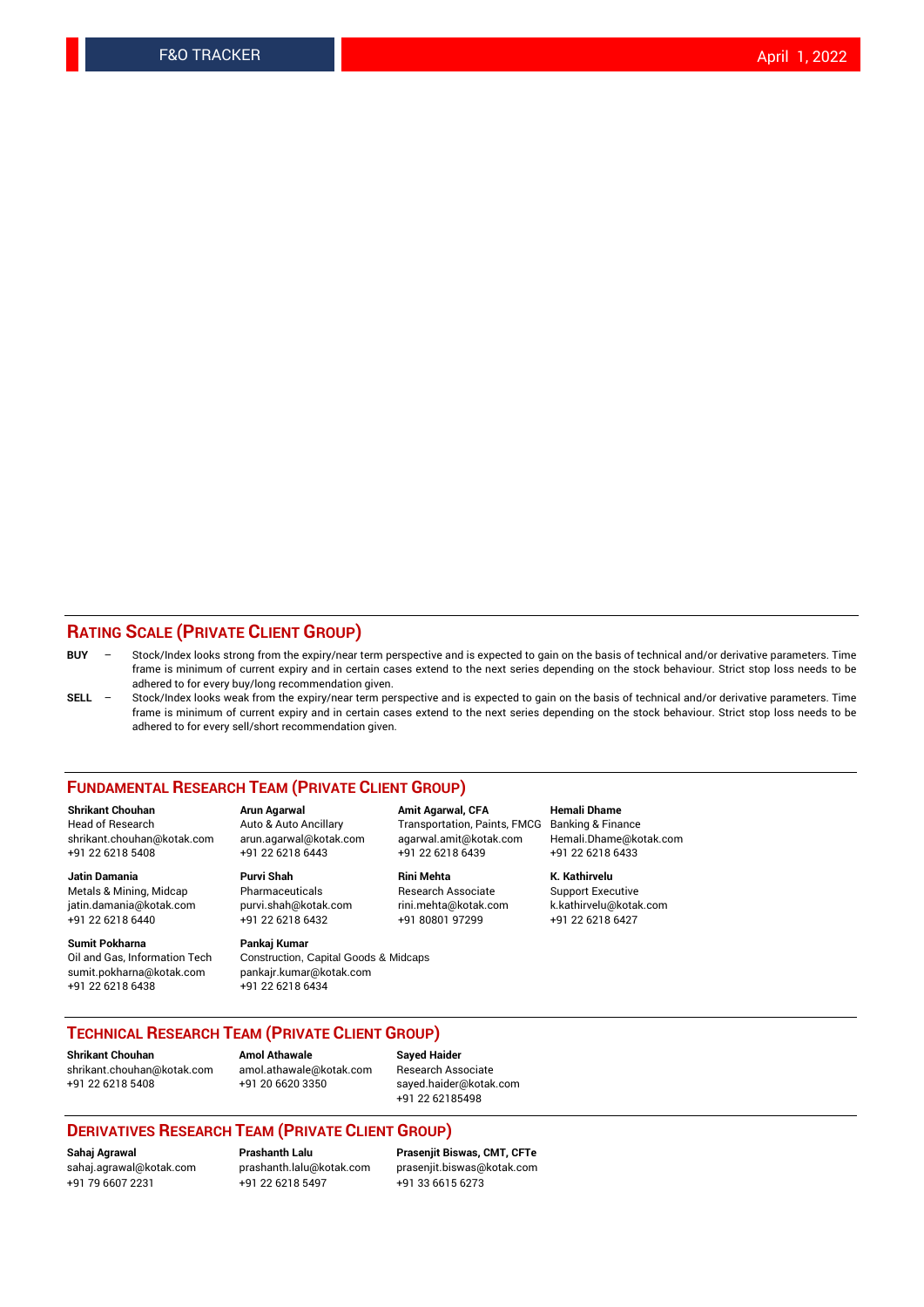## RATING SCALE (PRIVATE CLIENT GROUP)

**BUY** – Stock/Index looks strong from the expiry/near term perspective and is expected to gain on the basis of technical and/or derivative parameters. Time frame is minimum of current expiry and in certain cases extend to the next series depending on the stock behaviour. Strict stop loss needs to be adhered to for every buy/long recommendation given.

**SELL** – Stock/Index looks weak from the expiry/near term perspective and is expected to gain on the basis of technical and/or derivative parameters. Time frame is minimum of current expiry and in certain cases extend to the next series depending on the stock behaviour. Strict stop loss needs to be adhered to for every sell/short recommendation given.

## FUNDAMENTAL RESEARCH TEAM (PRIVATE CLIENT GROUP)

**Shrikant Chouhan**
Head of Research
shrikant.chouhan@kotak.com
+91 22 6218 5408

**Arun Agarwal**
Auto & Auto Ancillary
arun.agarwal@kotak.com
+91 22 6218 6443

**Amit Agarwal, CFA**
Transportation, Paints, FMCG
agarwal.amit@kotak.com
+91 22 6218 6439

**Hemali Dhame**
Banking & Finance
Hemali.Dhame@kotak.com
+91 22 6218 6433

**Jatin Damania**
Metals & Mining, Midcap
jatin.damania@kotak.com
+91 22 6218 6440

**Purvi Shah**
Pharmaceuticals
purvi.shah@kotak.com
+91 22 6218 6432

**Rini Mehta**
Research Associate
rini.mehta@kotak.com
+91 80801 97299

**K. Kathirvelu**
Support Executive
k.kathirvelu@kotak.com
+91 22 6218 6427

**Sumit Pokharna**
Oil and Gas, Information Tech
sumit.pokharna@kotak.com
+91 22 6218 6438

**Pankaj Kumar**
Construction, Capital Goods & Midcaps
pankajr.kumar@kotak.com
+91 22 6218 6434

## TECHNICAL RESEARCH TEAM (PRIVATE CLIENT GROUP)

**Shrikant Chouhan**
shrikant.chouhan@kotak.com
+91 22 6218 5408

**Amol Athawale**
amol.athawale@kotak.com
+91 20 6620 3350

**Sayed Haider**
Research Associate
sayed.haider@kotak.com
+91 22 62185498

## DERIVATIVES RESEARCH TEAM (PRIVATE CLIENT GROUP)

**Sahaj Agrawal**
sahaj.agrawal@kotak.com
+91 79 6607 2231

**Prashanth Lalu**
prashanth.lalu@kotak.com
+91 22 6218 5497

**Prasenjit Biswas, CMT, CFTe**
prasenjit.biswas@kotak.com
+91 33 6615 6273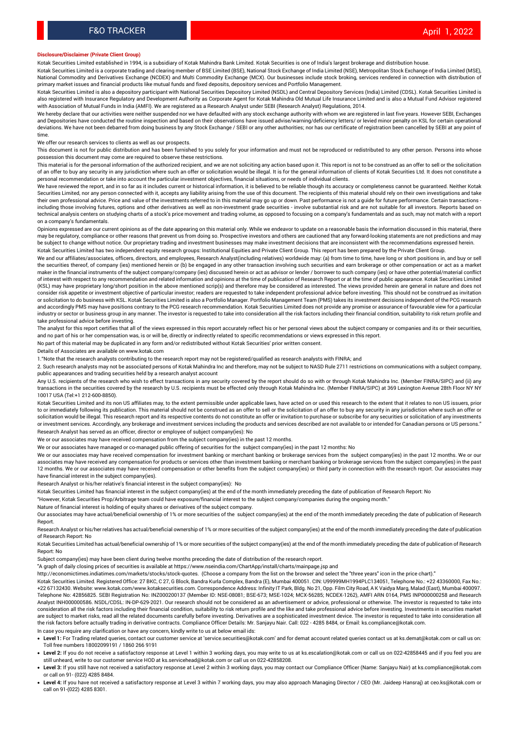**Disclosure/Disclaimer (Private Client Group)**

Kotak Securities Limited established in 1994, is a subsidiary of Kotak Mahindra Bank Limited. Kotak Securities is one of India's largest brokerage and distribution house.

Kotak Securities Limited is a corporate trading and clearing member of BSE Limited (BSE), National Stock Exchange of India Limited (NSE), Metropolitan Stock Exchange of India Limited (MSE), National Commodity and Derivatives Exchange (NCDEX) and Multi Commodity Exchange (MCX). Our businesses include stock broking, services rendered in connection with distribution of primary market issues and financial products like mutual funds and fixed deposits, depository services and Portfolio Management.

Kotak Securities Limited is also a depository participant with National Securities Depository Limited (NSDL) and Central Depository Services (India) Limited (CDSL). Kotak Securities Limited is also registered with Insurance Regulatory and Development Authority as Corporate Agent for Kotak Mahindra Old Mutual Life Insurance Limited and is also a Mutual Fund Advisor registered with Association of Mutual Funds in India (AMFI). We are registered as a Research Analyst under SEBI (Research Analyst) Regulations, 2014.

We hereby declare that our activities were neither suspended nor we have defaulted with any stock exchange authority with whom we are registered in last five years. However SEBI, Exchanges and Depositories have conducted the routine inspection and based on their observations have issued advise/warning/deficiency letters/ or levied minor penalty on KSL for certain operational deviations. We have not been debarred from doing business by any Stock Exchange / SEBI or any other authorities; nor has our certificate of registration been cancelled by SEBI at any point of time.

We offer our research services to clients as well as our prospects.

This document is not for public distribution and has been furnished to you solely for your information and must not be reproduced or redistributed to any other person. Persons into whose possession this document may come are required to observe these restrictions.

This material is for the personal information of the authorized recipient, and we are not soliciting any action based upon it. This report is not to be construed as an offer to sell or the solicitation of an offer to buy any security in any jurisdiction where such an offer or solicitation would be illegal. It is for the general information of clients of Kotak Securities Ltd. It does not constitute a personal recommendation or take into account the particular investment objectives, financial situations, or needs of individual clients.

We have reviewed the report, and in so far as it includes current or historical information, it is believed to be reliable though its accuracy or completeness cannot be guaranteed. Neither Kotak Securities Limited, nor any person connected with it, accepts any liability arising from the use of this document. The recipients of this material should rely on their own investigations and take their own professional advice. Price and value of the investments referred to in this material may go up or down. Past performance is not a guide for future performance. Certain transactions - including those involving futures, options and other derivatives as well as non-investment grade securities - involve substantial risk and are not suitable for all investors. Reports based on technical analysis centers on studying charts of a stock's price movement and trading volume, as opposed to focusing on a company's fundamentals and as such, may not match with a report on a company's fundamentals.

Opinions expressed are our current opinions as of the date appearing on this material only. While we endeavor to update on a reasonable basis the information discussed in this material, there may be regulatory, compliance or other reasons that prevent us from doing so. Prospective investors and others are cautioned that any forward-looking statements are not predictions and may be subject to change without notice. Our proprietary trading and investment businesses may make investment decisions that are inconsistent with the recommendations expressed herein.

Kotak Securities Limited has two independent equity research groups: Institutional Equities and Private Client Group. This report has been prepared by the Private Client Group.

We and our affiliates/associates, officers, directors, and employees, Research Analyst(including relatives) worldwide may: (a) from time to time, have long or short positions in, and buy or sell the securities thereof, of company (ies) mentioned herein or (b) be engaged in any other transaction involving such securities and earn brokerage or other compensation or act as a market maker in the financial instruments of the subject company/company (ies) discussed herein or act as advisor or lender / borrower to such company (ies) or have other potential/material conflict of interest with respect to any recommendation and related information and opinions at the time of publication of Research Report or at the time of public appearance. Kotak Securities Limited (KSL) may have proprietary long/short position in the above mentioned scrip(s) and therefore may be considered as interested. The views provided herein are general in nature and does not consider risk appetite or investment objective of particular investor; readers are requested to take independent professional advice before investing. This should not be construed as invitation or solicitation to do business with KSL. Kotak Securities Limited is also a Portfolio Manager. Portfolio Management Team (PMS) takes its investment decisions independent of the PCG research and accordingly PMS may have positions contrary to the PCG research recommendation. Kotak Securities Limited does not provide any promise or assurance of favourable view for a particular industry or sector or business group in any manner. The investor is requested to take into consideration all the risk factors including their financial condition, suitability to risk return profile and take professional advice before investing.

The analyst for this report certifies that all of the views expressed in this report accurately reflect his or her personal views about the subject company or companies and its or their securities, and no part of his or her compensation was, is or will be, directly or indirectly related to specific recommendations or views expressed in this report.

No part of this material may be duplicated in any form and/or redistributed without Kotak Securities' prior written consent.

Details of Associates are available on www.kotak.com

1."Note that the research analysts contributing to the research report may not be registered/qualified as research analysts with FINRA; and

2. Such research analysts may not be associated persons of Kotak Mahindra Inc and therefore, may not be subject to NASD Rule 2711 restrictions on communications with a subject company, public appearances and trading securities held by a research analyst account

Any U.S. recipients of the research who wish to effect transactions in any security covered by the report should do so with or through Kotak Mahindra Inc. (Member FINRA/SIPC) and (ii) any transactions in the securities covered by the research by U.S. recipients must be effected only through Kotak Mahindra Inc. (Member FINRA/SIPC) at 369 Lexington Avenue 28th Floor NY NY 10017 USA (Tel:+1 212-600-8850).

Kotak Securities Limited and its non US affiliates may, to the extent permissible under applicable laws, have acted on or used this research to the extent that it relates to non US issuers, prior to or immediately following its publication. This material should not be construed as an offer to sell or the solicitation of an offer to buy any security in any jurisdiction where such an offer or solicitation would be illegal. This research report and its respective contents do not constitute an offer or invitation to purchase or subscribe for any securities or solicitation of any investments or investment services. Accordingly, any brokerage and investment services including the products and services described are not available to or intended for Canadian persons or US persons."

Research Analyst has served as an officer, director or employee of subject company(ies): No

We or our associates may have received compensation from the subject company(ies) in the past 12 months.

We or our associates have managed or co-managed public offering of securities for the subject company(ies) in the past 12 months: No

We or our associates may have received compensation for investment banking or merchant banking or brokerage services from the subject company(ies) in the past 12 months. We or our associates may have received any compensation for products or services other than investment banking or merchant banking or brokerage services from the subject company(ies) in the past 12 months. We or our associates may have received compensation or other benefits from the subject company(ies) or third party in connection with the research report. Our associates may have financial interest in the subject company(ies).

Research Analyst or his/her relative's financial interest in the subject company(ies): No

Kotak Securities Limited has financial interest in the subject company(ies) at the end of the month immediately preceding the date of publication of Research Report: No

"However, Kotak Securities Prop/Arbitrage team could have exposure/financial interest to the subject company/companies during the ongoing month."

Nature of financial interest is holding of equity shares or derivatives of the subject company.

Our associates may have actual/beneficial ownership of 1% or more securities of the subject company(ies) at the end of the month immediately preceding the date of publication of Research Report.

Research Analyst or his/her relatives has actual/beneficial ownership of 1% or more securities of the subject company(ies) at the end of the month immediately preceding the date of publication of Research Report: No

Kotak Securities Limited has actual/beneficial ownership of 1% or more securities of the subject company(ies) at the end of the month immediately preceding the date of publication of Research Report: No

Subject company(ies) may have been client during twelve months preceding the date of distribution of the research report.

"A graph of daily closing prices of securities is available at https://www.nseindia.com/ChartApp/install/charts/mainpage.jsp and

http://economictimes.indiatimes.com/markets/stocks/stock-quotes. (Choose a company from the list on the browser and select the "three years" icon in the price chart)."

Kotak Securities Limited. Registered Office: 27 BKC, C 27, G Block, Bandra Kurla Complex, Bandra (E), Mumbai 400051. CIN: U99999MH1994PLC134051, Telephone No.: +22 43360000, Fax No.: +22 67132430. Website: www.kotak.com/www.kotaksecurities.com. Correspondence Address: Infinity IT Park, Bldg. No 21, Opp. Film City Road, A K Vaidya Marg, Malad (East), Mumbai 400097. Telephone No: 42856825. SEBI Registration No: INZ000200137 (Member ID: NSE-08081; BSE-673; MSE-1024; MCX-56285; NCDEX-1262), AMFI ARN 0164, PMS INP000000258 and Research Analyst INH000000586. NSDL/CDSL: IN-DP-629-2021. Our research should not be considered as an advertisement or advice, professional or otherwise. The investor is requested to take into consideration all the risk factors including their financial condition, suitability to risk return profile and the like and take professional advice before investing. Investments in securities market are subject to market risks, read all the related documents carefully before investing. Derivatives are a sophisticated investment device. The investor is requested to take into consideration all the risk factors before actually trading in derivative contracts. Compliance Officer Details: Mr. Sanjayu Nair. Call: 022 - 4285 8484, or Email: ks.compliance@kotak.com.

In case you require any clarification or have any concern, kindly write to us at below email ids:

- **Level 1:** For Trading related queries, contact our customer service at 'service.securities@kotak.com' and for demat account related queries contact us at ks.demat@kotak.com or call us on: Toll free numbers 18002099191 / 1860 266 9191
- **Level 2:** If you do not receive a satisfactory response at Level 1 within 3 working days, you may write to us at ks.escalation@kotak.com or call us on 022-42858445 and if you feel you are still unheard, write to our customer service HOD at ks.servicehead@kotak.com or call us on 022-42858208.
- **Level 3:** If you still have not received a satisfactory response at Level 2 within 3 working days, you may contact our Compliance Officer (Name: Sanjayu Nair) at ks.compliance@kotak.com or call on 91- (022) 4285 8484.
- **Level 4:** If you have not received a satisfactory response at Level 3 within 7 working days, you may also approach Managing Director / CEO (Mr. Jaideep Hansraj) at ceo.ks@kotak.com or call on 91-(022) 4285 8301.